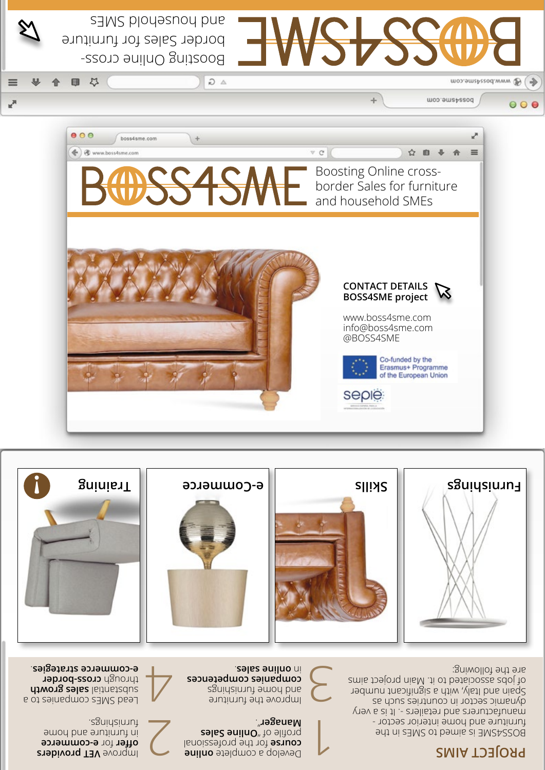# BOSS4SME

Boosting Online cross-border Sales for furniture and household SMEs

**CONTACT DETAILS**
**BOSS4SME project**

www.boss4sme.com
info@boss4sme.com
@BOSS4SME

Co-funded by the Erasmus+ Programme of the European Union

sepie

Training

e-Commerce

Skills

Furnishings

## PROJECT AIMS

BOSS4SME is aimed to SMEs in the furniture and home interior sector - manufacturers and retailers -. It is a very dynamic sector in countries such as Spain and Italy, with a significant number of jobs associated to it. Main project aims are the following:

1. Develop a comprehensive **online course** for the professional profile of **"Online Sales Manager"**.

2. Improve **VET providers offer for e-commerce** in furniture and home furnishings.

3. Improve the furniture and home furnishings **companies competences** in online sales.

4. Lead SMEs companies to a **substantial sales growth** through **cross-border e-commerce strategies**.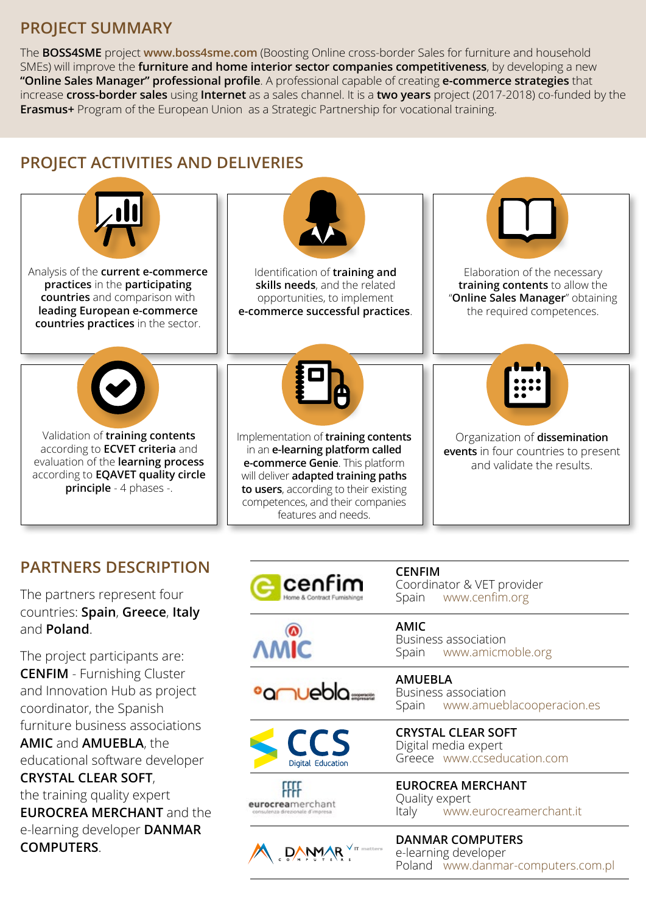## PROJECT SUMMARY

The **BOSS4SME** project **www.boss4sme.com** (Boosting Online cross-border Sales for furniture and household SMEs) will improve the **furniture and home interior sector companies competitiveness**, by developing a new **"Online Sales Manager" professional profile**. A professional capable of creating **e-commerce strategies** that increase **cross-border sales** using **Internet** as a sales channel. It is a **two years** project (2017-2018) co-funded by the **Erasmus+** Program of the European Union as a Strategic Partnership for vocational training.

## PROJECT ACTIVITIES AND DELIVERIES

Analysis of the **current e-commerce practices** in the **participating countries** and comparison with **leading European e-commerce countries practices** in the sector.

Identification of **training and skills needs**, and the related opportunities, to implement **e-commerce successful practices**.

Elaboration of the necessary **training contents** to allow the "**Online Sales Manager**" obtaining the required competences.

Validation of **training contents** according to **ECVET criteria** and evaluation of the **learning process** according to **EQAVET quality circle principle** - 4 phases -.

Implementation of **training contents** in an **e-learning platform called e-commerce Genie**. This platform will deliver **adapted training paths to users**, according to their existing competences, and their companies features and needs.

Organization of **dissemination events** in four countries to present and validate the results.

## PARTNERS DESCRIPTION

The partners represent four countries: **Spain**, **Greece**, **Italy** and **Poland**.

The project participants are: **CENFIM** - Furnishing Cluster and Innovation Hub as project coordinator, the Spanish furniture business associations **AMIC** and **AMUEBLA**, the educational software developer **CRYSTAL CLEAR SOFT**, the training quality expert **EUROCREA MERCHANT** and the e-learning developer **DANMAR COMPUTERS**.

**CENFIM**
Coordinator & VET provider
Spain www.cenfim.org

**AMIC**
Business association
Spain www.amicmoble.org

**AMUEBLA**
Business association
Spain www.amueblacooperacion.es

**CRYSTAL CLEAR SOFT**
Digital media expert
Greece www.ccseducation.com

**EUROCREA MERCHANT**
Quality expert
Italy www.eurocreamerchant.it

**DANMAR COMPUTERS**
e-learning developer
Poland www.danmar-computers.com.pl